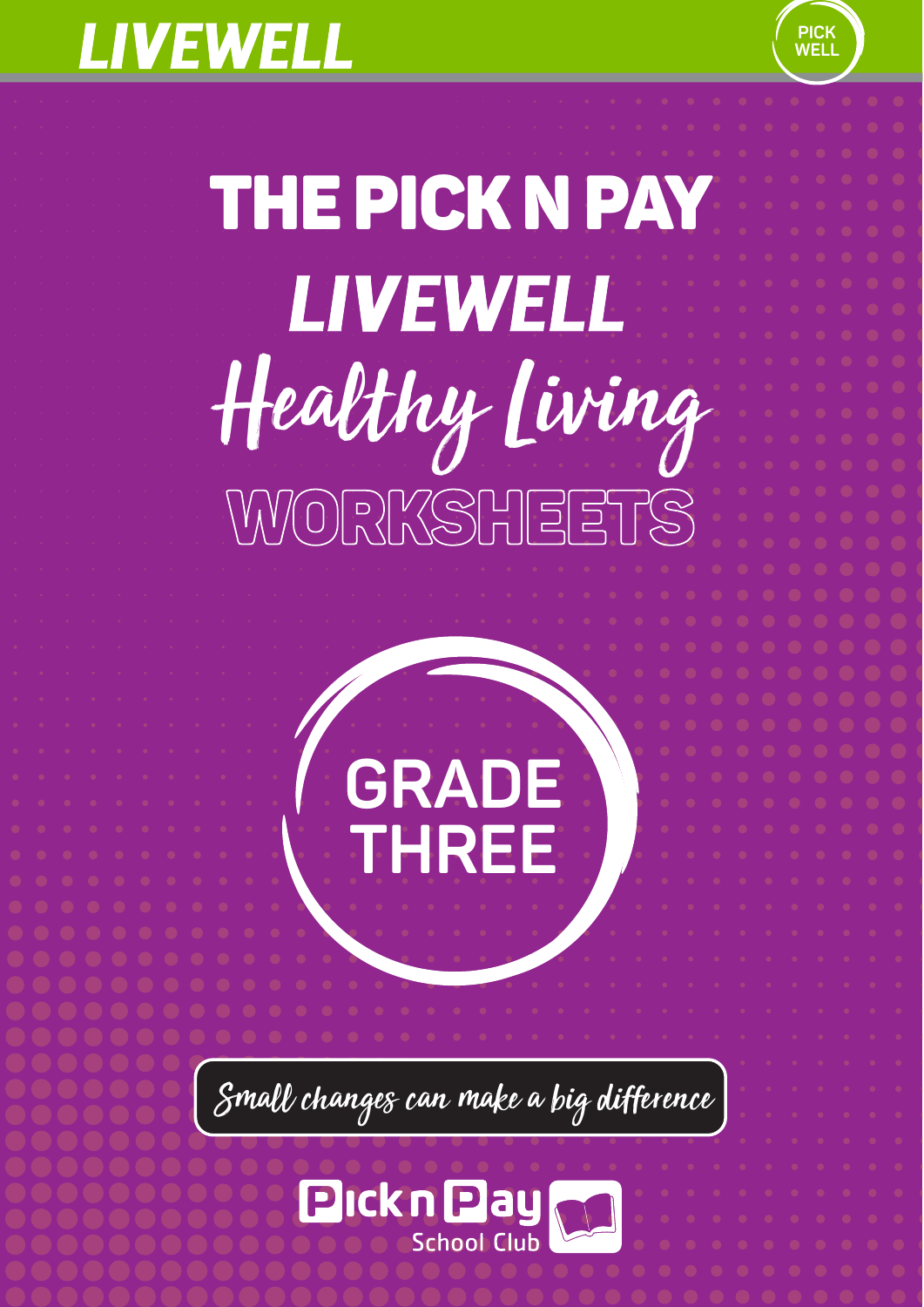LIVEWELL

PICK WELL

# THE PICK N PAY LIVEWELL Healthy Living WORKSHEETS

## GRADE THREE

*Small changes can make a big difference*

Pick n Pay School Club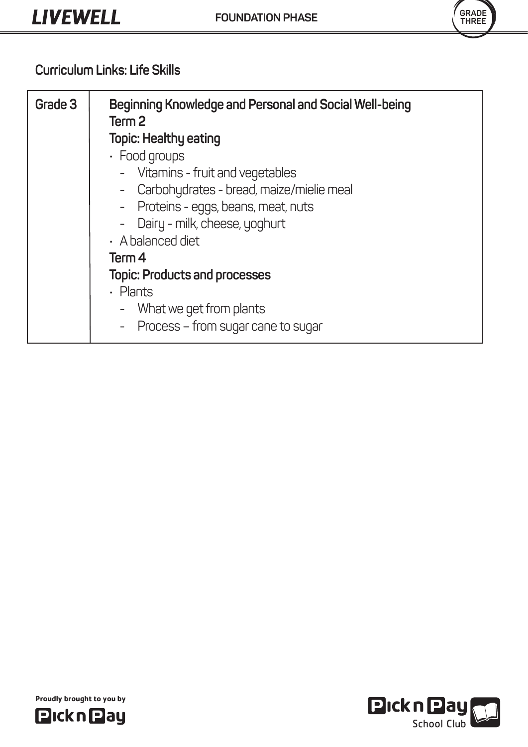## Curriculum Links: Life Skills

| | |
|---|---|
| **Grade 3** | **Beginning Knowledge and Personal and Social Well-being**<br>**Term 2**<br>**Topic: Healthy eating**<br>• Food groups<br>- Vitamins - fruit and vegetables<br>- Carbohydrates - bread, maize/mielie meal<br>- Proteins - eggs, beans, meat, nuts<br>- Dairy - milk, cheese, yoghurt<br>• A balanced diet<br>**Term 4**<br>**Topic: Products and processes**<br>• Plants<br>- What we get from plants<br>- Process – from sugar cane to sugar |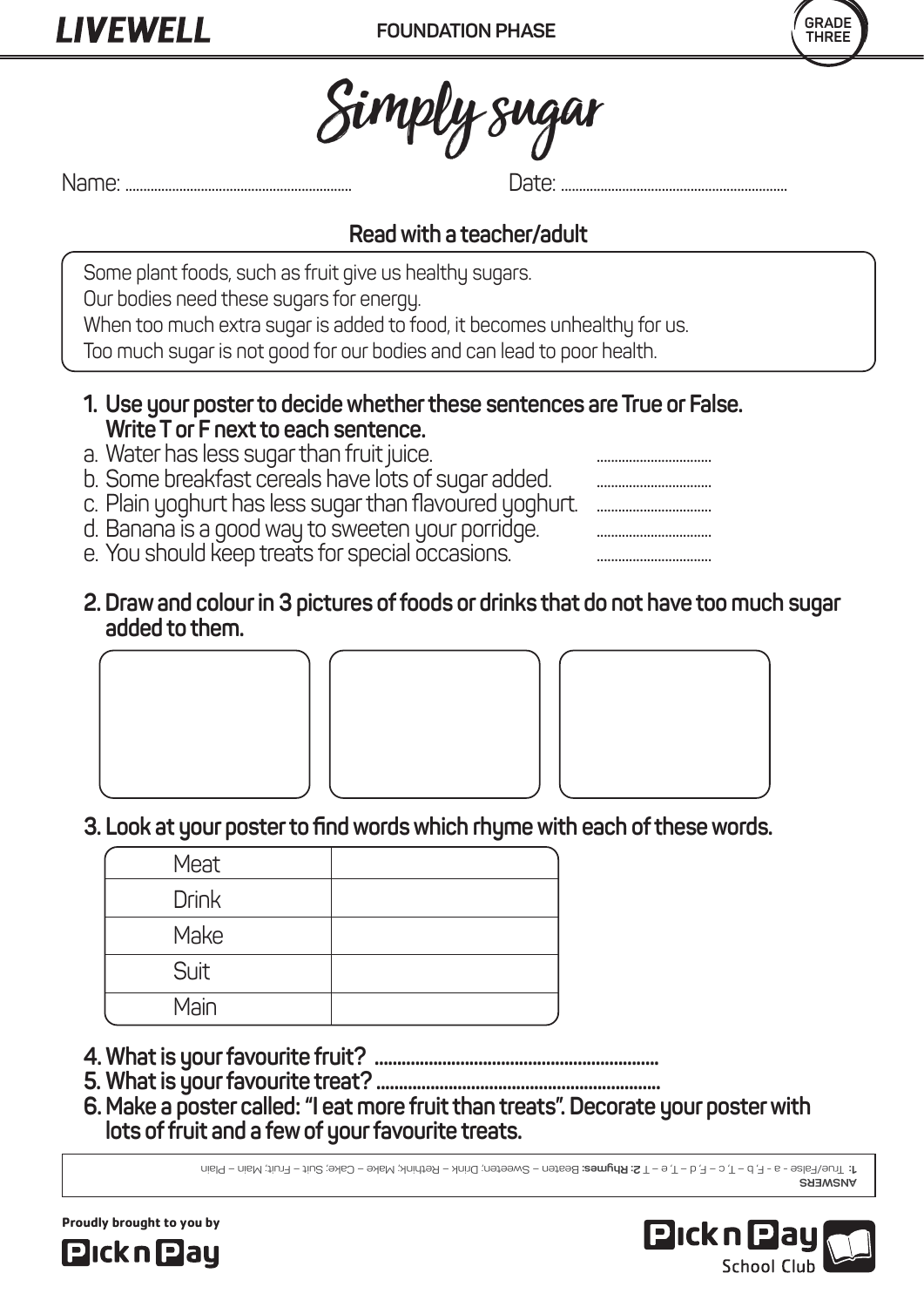# Simply sugar

Name: ..............................................................   Date: ..............................................................

**Read with a teacher/adult**

Some plant foods, such as fruit give us healthy sugars.
Our bodies need these sugars for energy.
When too much extra sugar is added to food, it becomes unhealthy for us.
Too much sugar is not good for our bodies and can lead to poor health.

**1. Use your poster to decide whether these sentences are True or False. Write T or F next to each sentence.**

a. Water has less sugar than fruit juice. ................................
b. Some breakfast cereals have lots of sugar added. ................................
c. Plain yoghurt has less sugar than flavoured yoghurt. ................................
d. Banana is a good way to sweeten your porridge. ................................
e. You should keep treats for special occasions. ................................

**2. Draw and colour in 3 pictures of foods or drinks that do not have too much sugar added to them.**

**3. Look at your poster to find words which rhyme with each of these words.**

| | |
|---|---|
| Meat | |
| Drink | |
| Make | |
| Suit | |
| Main | |

**4. What is your favourite fruit?** ..............................................................

**5. What is your favourite treat?** ..............................................................

**6. Make a poster called: "I eat more fruit than treats". Decorate your poster with lots of fruit and a few of your favourite treats.**

**ANSWERS**
**1:** True/False - a - F, b – T, c – F, d – T, e – T **2: Rhymes:** Beaten – Sweeten; Drink – Rethink; Make – Cake; Suit – Fruit; Main – Plain

Proudly brought to you by Pick n Pay

Pick n Pay School Club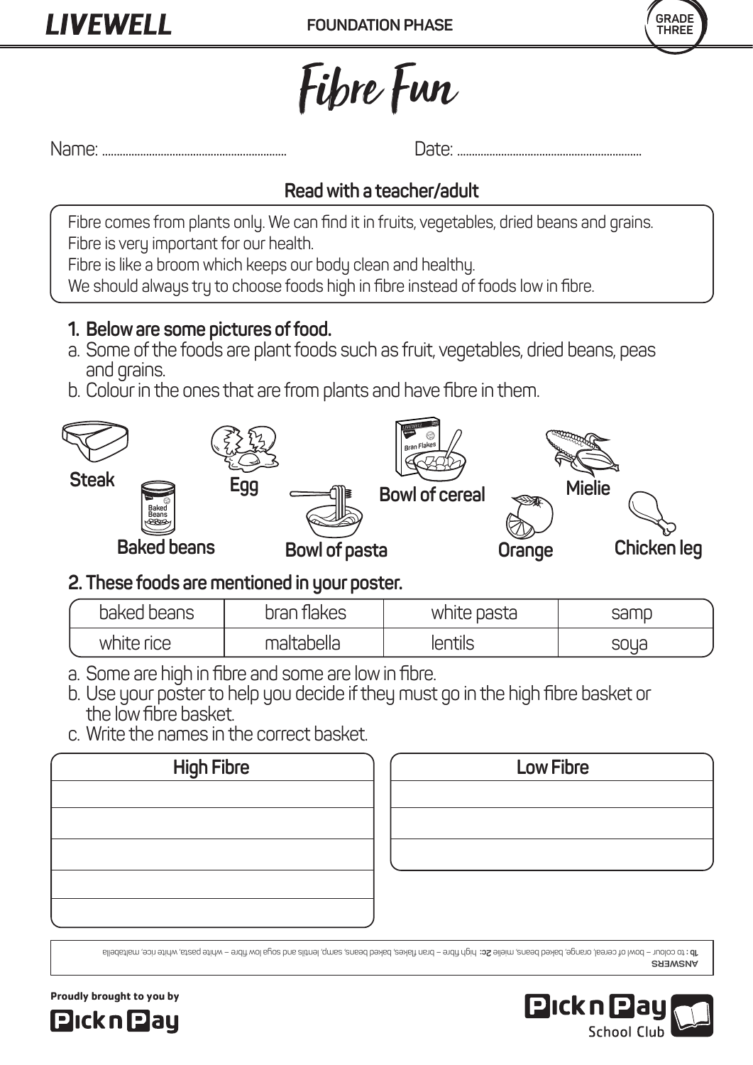# Fibre Fun

Name: ............................................................ Date: ............................................................

**Read with a teacher/adult**

Fibre comes from plants only. We can find it in fruits, vegetables, dried beans and grains.
Fibre is very important for our health.
Fibre is like a broom which keeps our body clean and healthy.
We should always try to choose foods high in fibre instead of foods low in fibre.

**1. Below are some pictures of food.**

a. Some of the foods are plant foods such as fruit, vegetables, dried beans, peas and grains.
b. Colour in the ones that are from plants and have fibre in them.

Steak

Egg

Bran Flakes

Bowl of cereal

Mielie

Baked Beans

Baked beans

Bowl of pasta

Orange

Chicken leg

**2. These foods are mentioned in your poster.**

| | | | |
|---|---|---|---|
| baked beans | bran flakes | white pasta | samp |
| white rice | maltabella | lentils | soya |

a. Some are high in fibre and some are low in fibre.
b. Use your poster to help you decide if they must go in the high fibre basket or the low fibre basket.
c. Write the names in the correct basket.

| High Fibre |
|---|
| |
| |
| |
| |
| |

| Low Fibre |
|---|
| |
| |
| |

**ANSWERS**
**1b :** to colour – bowl of cereal, orange, baked beans, mielie **2c:** high fibre – bran flakes, baked beans, samp, lentils and soya low fibre – white pasta, white rice, maltabella

Proudly brought to you by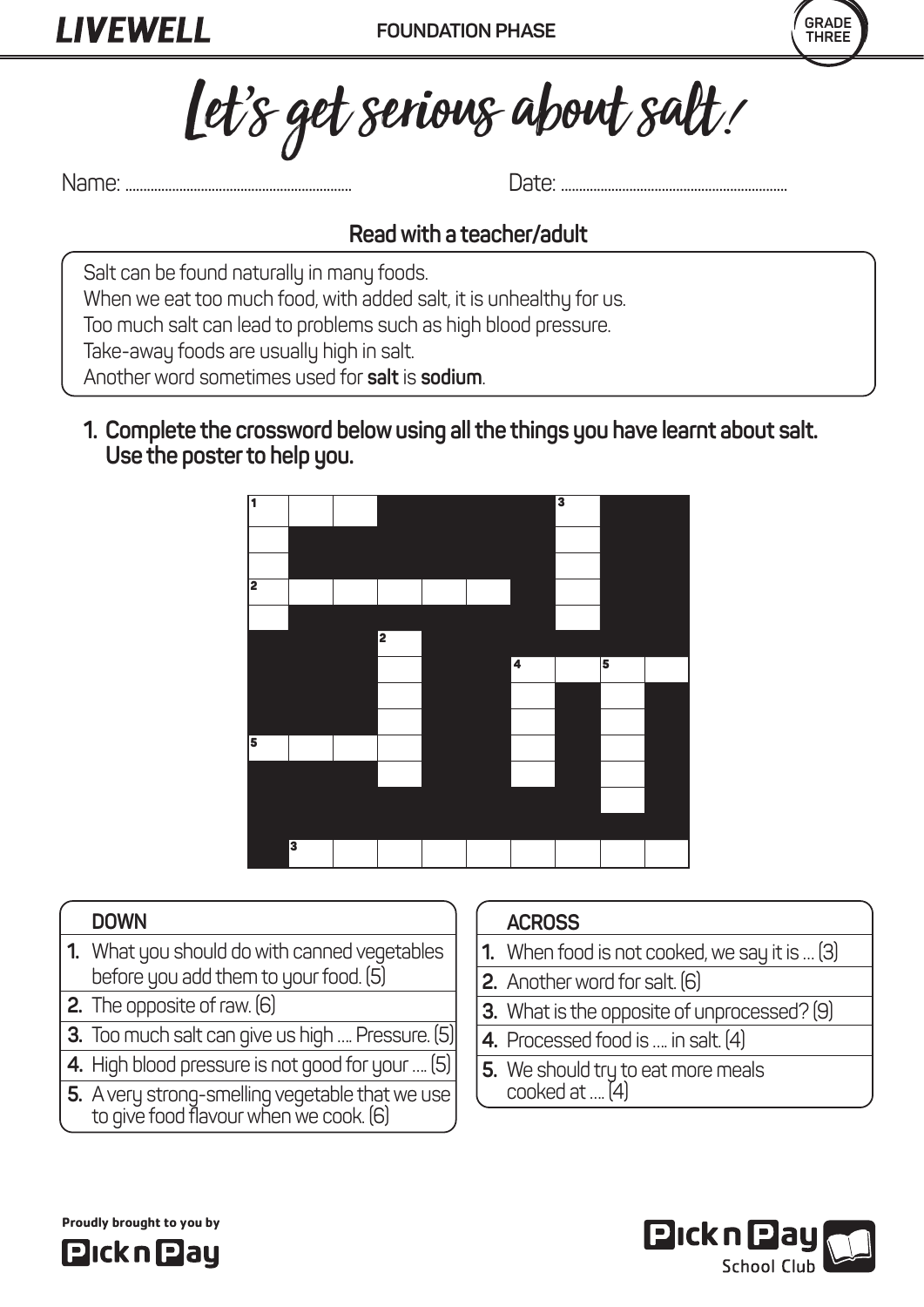# Let's get serious about salt!

Name: ............................................................ Date: ............................................................

## Read with a teacher/adult

Salt can be found naturally in many foods.
When we eat too much food, with added salt, it is unhealthy for us.
Too much salt can lead to problems such as high blood pressure.
Take-away foods are usually high in salt.
Another word sometimes used for **salt** is **sodium**.

**1. Complete the crossword below using all the things you have learnt about salt. Use the poster to help you.**

| DOWN | |
|---|---|
| **1.** | What you should do with canned vegetables before you add them to your food. (5) |
| **2.** | The opposite of raw. (6) |
| **3.** | Too much salt can give us high .... Pressure. (5) |
| **4.** | High blood pressure is not good for your .... (5) |
| **5.** | A very strong-smelling vegetable that we use to give food flavour when we cook. (6) |

| ACROSS | |
|---|---|
| **1.** | When food is not cooked, we say it is ... (3) |
| **2.** | Another word for salt. (6) |
| **3.** | What is the opposite of unprocessed? (9) |
| **4.** | Processed food is .... in salt. (4) |
| **5.** | We should try to eat more meals cooked at .... (4) |

Proudly brought to you by Pick n Pay

Pick n Pay School Club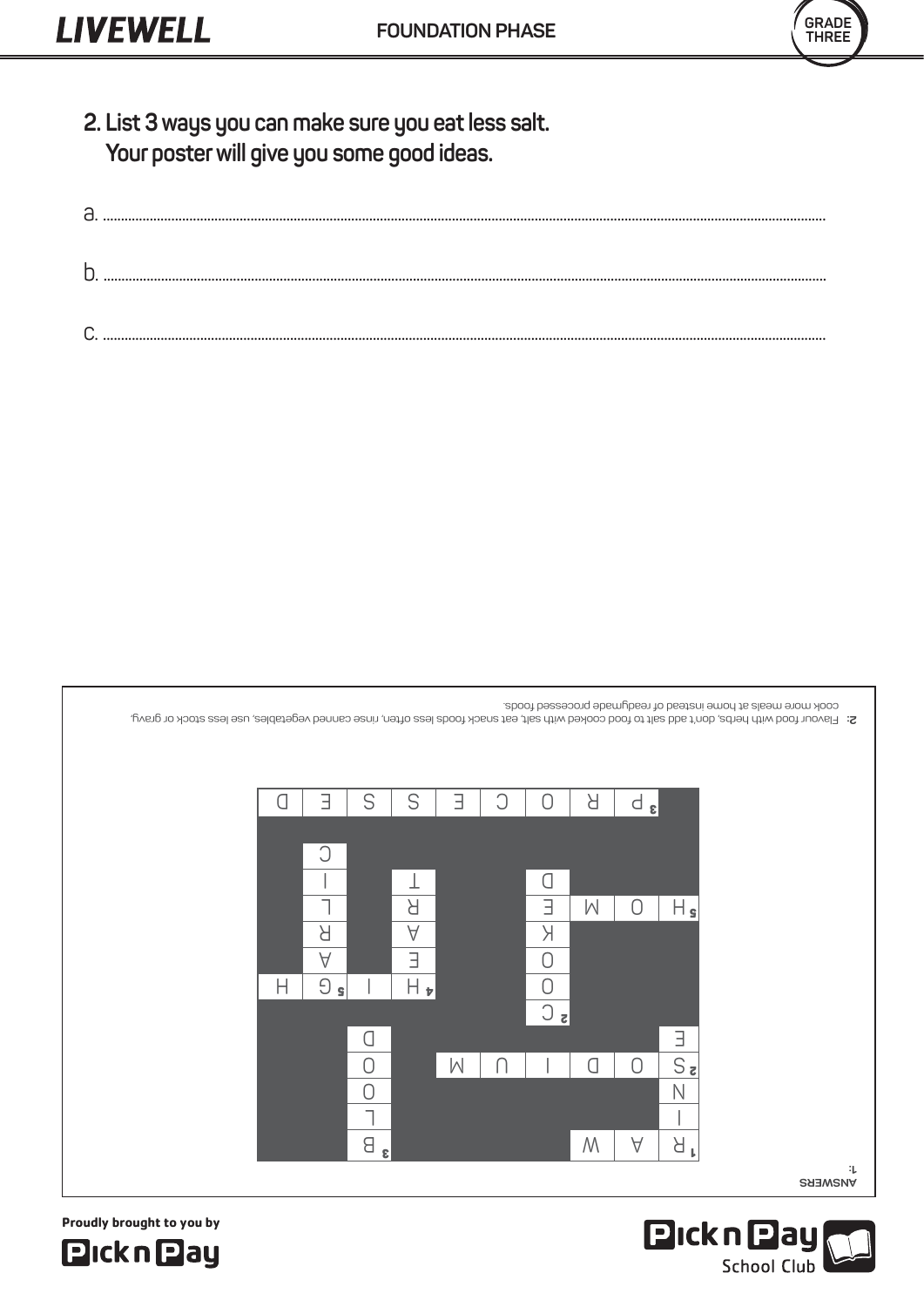**2. List 3 ways you can make sure you eat less salt.
Your poster will give you some good ideas.**

a. ..........................................................................................................................................................................................................

b. ..........................................................................................................................................................................................................

c. ..........................................................................................................................................................................................................

**ANSWERS**

1:

| | | | | | | | | | |
|---|---|---|---|---|---|---|---|---|---|
| 1 R | A | W | | | | | 3 B | | |
| I | | | | | | | L | | |
| N | | | | | | | O | | |
| 2 S | O | D | I | U | M | | O | | |
| E | | | | | | | D | | |
| | | | 2 C | | | | | | |
| | | | O | | | 4 H | I | 5 G | H |
| | | | O | | | E | | A | |
| | | | K | | | A | | R | |
| 5 H | O | M | E | | | R | | L | |
| | | | D | | | T | | I | |
| | | | | | | | | C | |
| | | | | | | | | | |
| | 3 P | R | O | C | E | S | S | E | D |

2: Flavour food with herbs, don't add salt to food cooked with salt, eat snack foods less often, rinse canned vegetables, use less stock or gravy, cook more meals at home instead of readymade processed foods.

Proudly brought to you by Pick n Pay

Pick n Pay School Club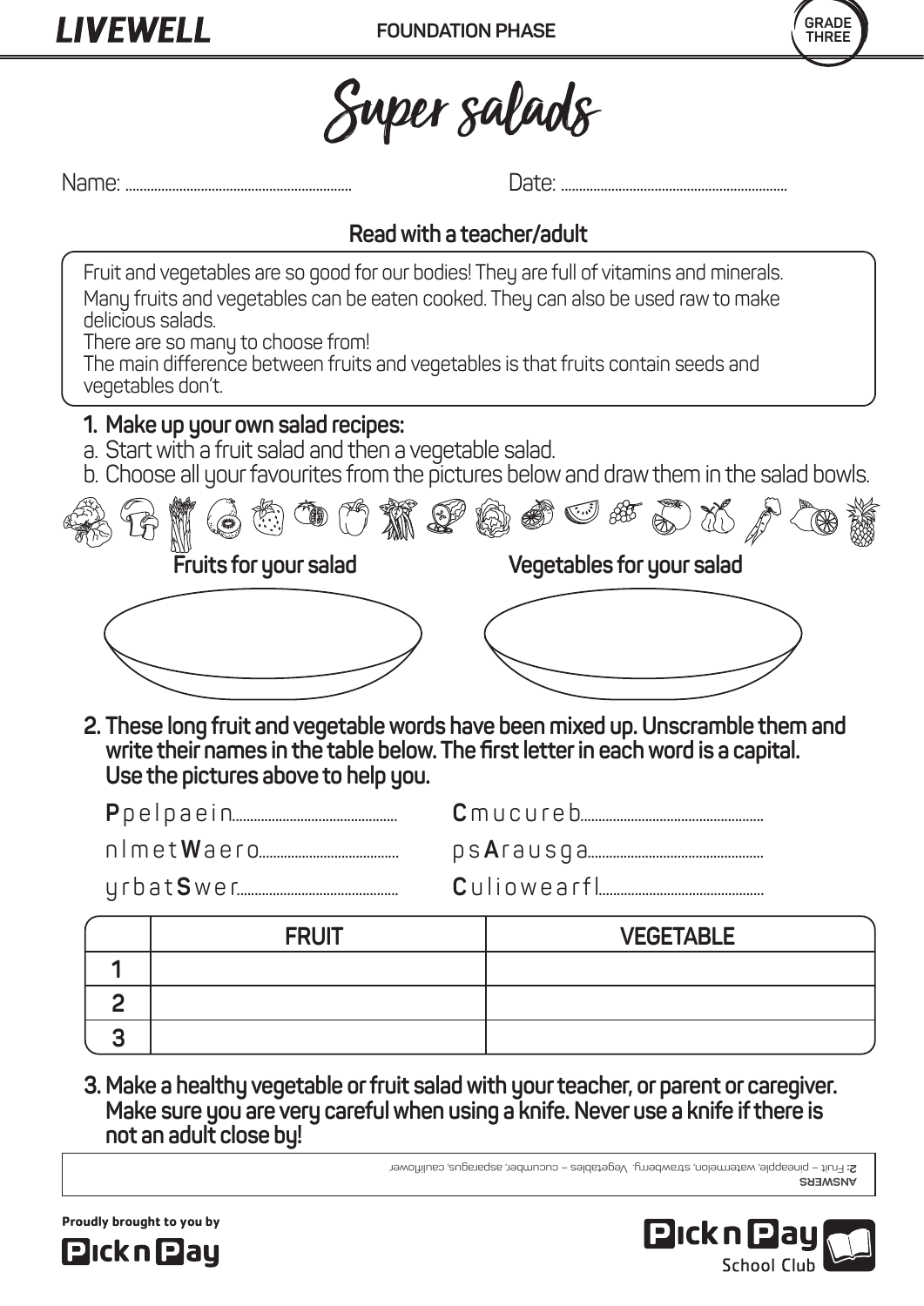# Super salads

Name: ..............................................................   Date: ..............................................................

**Read with a teacher/adult**

Fruit and vegetables are so good for our bodies! They are full of vitamins and minerals.
Many fruits and vegetables can be eaten cooked. They can also be used raw to make delicious salads.
There are so many to choose from!
The main difference between fruits and vegetables is that fruits contain seeds and vegetables don't.

**1. Make up your own salad recipes:**

a. Start with a fruit salad and then a vegetable salad.
b. Choose all your favourites from the pictures below and draw them in the salad bowls.

**Fruits for your salad**

**Vegetables for your salad**

**2. These long fruit and vegetable words have been mixed up. Unscramble them and write their names in the table below. The first letter in each word is a capital. Use the pictures above to help you.**

**P** p e l p a e i n.............................................

**C** m u c u r e b...................................................

n l m e t **W** a e r o.......................................

p s **A** r a u s g a.................................................

y r b a t **S** w e r............................................

**C** u l i o w e a r f l............................................

| | FRUIT | VEGETABLE |
|---|---|---|
| 1 | | |
| 2 | | |
| 3 | | |

**3. Make a healthy vegetable or fruit salad with your teacher, or parent or caregiver. Make sure you are very careful when using a knife. Never use a knife if there is not an adult close by!**

**ANSWERS**
**2:** Fruit – pineapple, watermelon, strawberry. Vegetables – cucumber, asparagus, cauliflower

Proudly brought to you by Pick n Pay

Pick n Pay School Club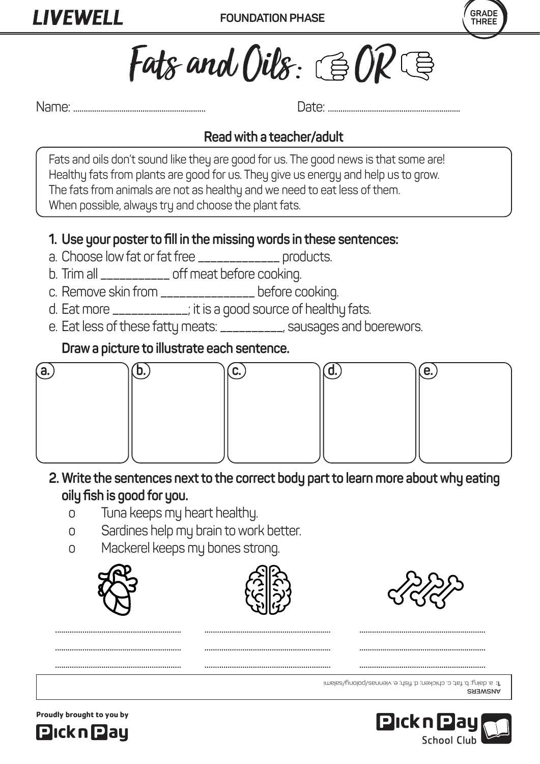# Fats and Oils: 👍 OR 👎

Name: ..............................................................  Date: ..............................................................

**Read with a teacher/adult**

Fats and oils don't sound like they are good for us. The good news is that some are!
Healthy fats from plants are good for us. They give us energy and help us to grow.
The fats from animals are not as healthy and we need to eat less of them.
When possible, always try and choose the plant fats.

**1. Use your poster to fill in the missing words in these sentences:**

a. Choose low fat or fat free _____________ products.
b. Trim all ___________ off meat before cooking.
c. Remove skin from _______________ before cooking.
d. Eat more ____________; it is a good source of healthy fats.
e. Eat less of these fatty meats: __________, sausages and boerewors.

**Draw a picture to illustrate each sentence.**

a. b. c. d. e.

**2. Write the sentences next to the correct body part to learn more about why eating oily fish is good for you.**

- Tuna keeps my heart healthy.
- Sardines help my brain to work better.
- Mackerel keeps my bones strong.

**ANSWERS**
1: a. dairy; b. fat; c. chicken; d. fish; e. viennas/polony/salami

Proudly brought to you by Pick n Pay

Pick n Pay School Club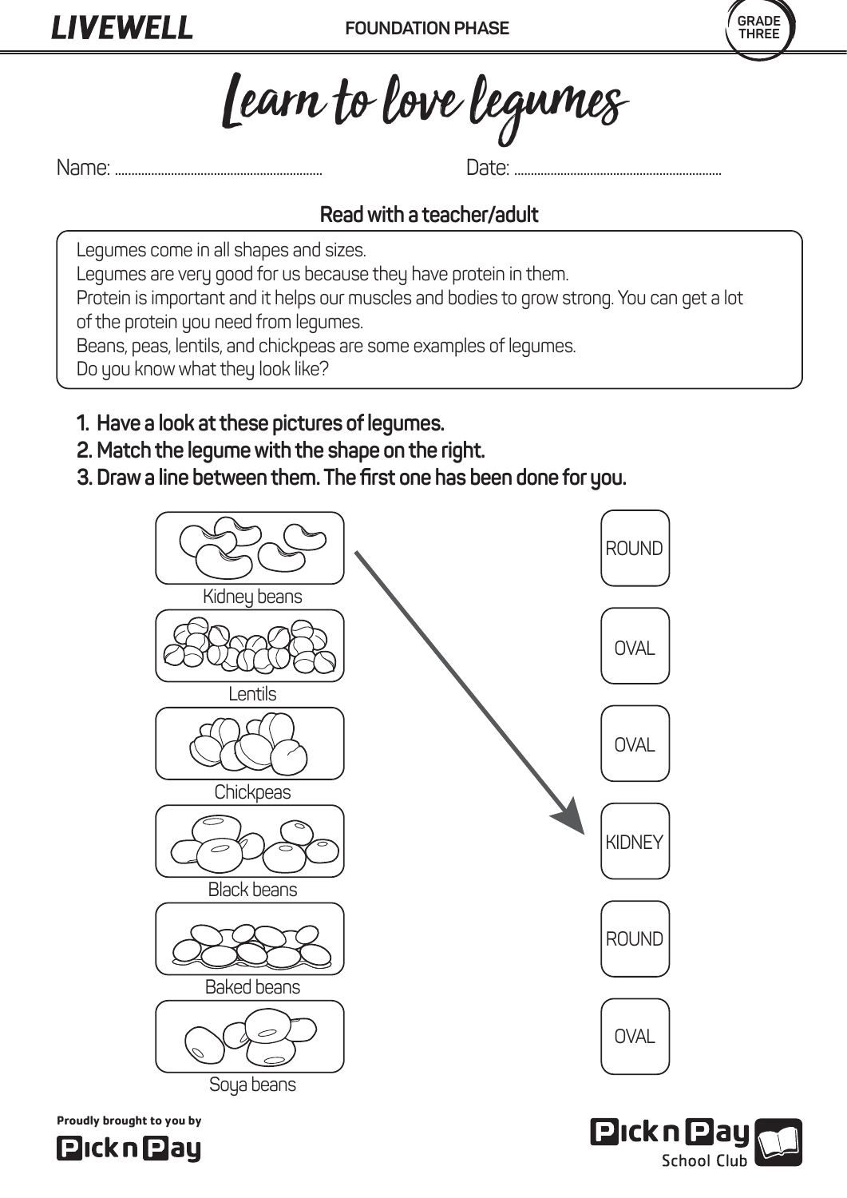# Learn to love legumes

Name: ..............................................................  Date: ..............................................................

**Read with a teacher/adult**

Legumes come in all shapes and sizes.
Legumes are very good for us because they have protein in them.
Protein is important and it helps our muscles and bodies to grow strong. You can get a lot of the protein you need from legumes.
Beans, peas, lentils, and chickpeas are some examples of legumes.
Do you know what they look like?

1. **Have a look at these pictures of legumes.**
2. **Match the legume with the shape on the right.**
3. **Draw a line between them. The first one has been done for you.**

| | |
|---|---|
| Kidney beans | ROUND |
| Lentils | OVAL |
| Chickpeas | OVAL |
| Black beans | KIDNEY |
| Baked beans | ROUND |
| Soya beans | OVAL |

Proudly brought to you by Pick n Pay

Pick n Pay School Club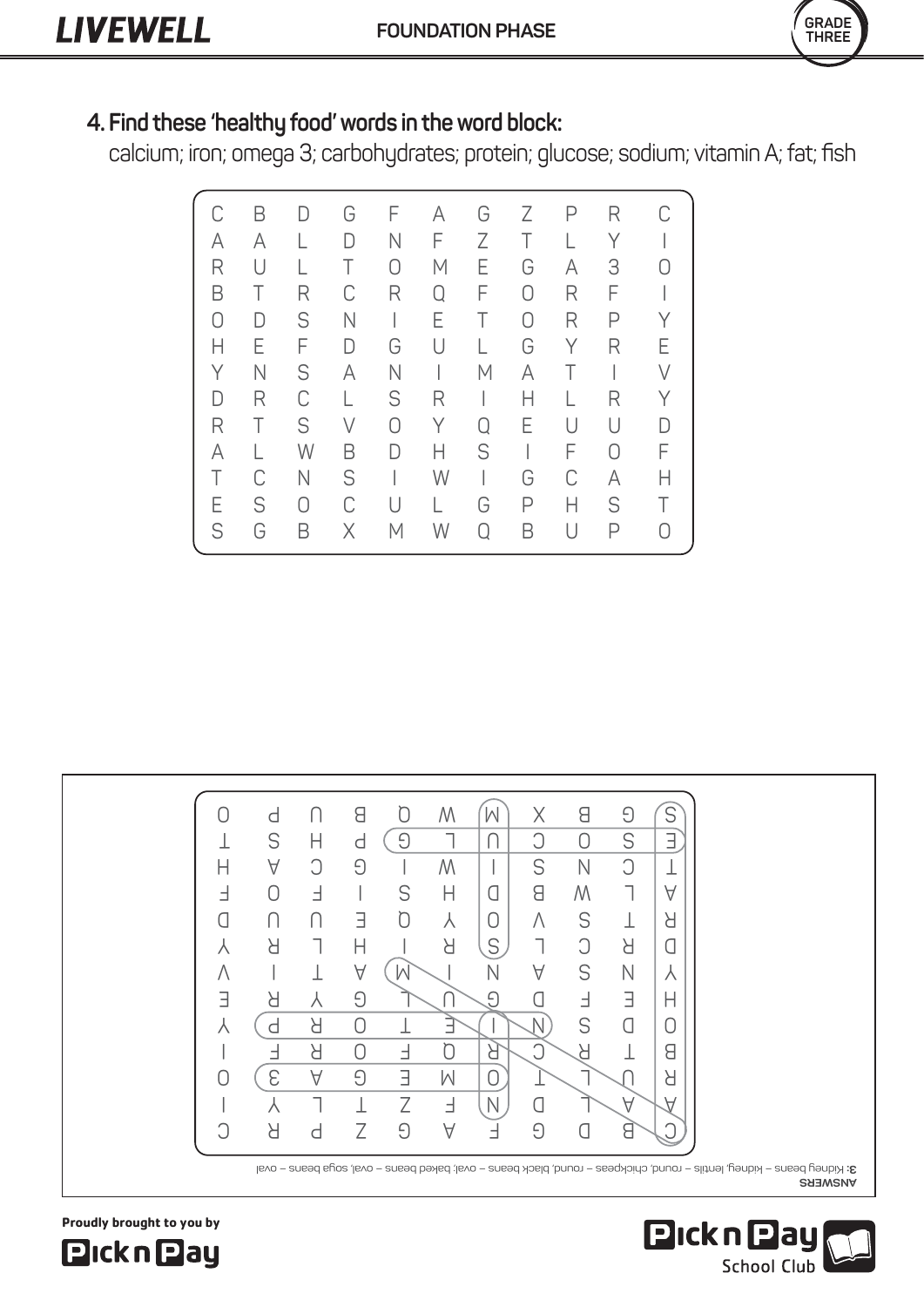### 4. Find these 'healthy food' words in the word block:

calcium; iron; omega 3; carbohydrates; protein; glucose; sodium; vitamin A; fat; fish

| | | | | | | | | | | |
|---|---|---|---|---|---|---|---|---|---|---|
| C | B | D | G | F | A | G | Z | P | R | C |
| A | A | L | D | N | F | Z | T | L | Y | I |
| R | U | L | T | O | M | E | G | A | 3 | O |
| B | T | R | C | R | Q | F | O | R | F | I |
| O | D | S | N | I | E | T | O | R | P | Y |
| H | E | F | D | G | U | L | G | Y | R | E |
| Y | N | S | A | N | I | M | A | T | I | V |
| D | R | C | L | S | R | I | H | L | R | Y |
| R | T | S | V | O | Y | Q | E | U | U | D |
| A | L | W | B | D | H | S | I | F | O | F |
| T | C | N | S | I | W | I | G | C | A | H |
| E | S | O | C | U | L | G | P | H | S | T |
| S | G | B | X | M | W | Q | B | U | P | O |

**ANSWERS**

**3**: Kidney beans – kidney, lentils – round, chickpeas – round, black beans – oval; baked beans – oval, soya beans – oval

| | | | | | | | | | | |
|---|---|---|---|---|---|---|---|---|---|---|
| C | B | D | G | F | A | G | Z | P | R | C |
| A | A | L | D | N | F | Z | T | L | Y | I |
| R | U | L | T | O | M | E | G | A | 3 | O |
| B | T | R | C | R | Q | F | O | R | F | I |
| O | D | S | N | I | E | T | O | R | P | Y |
| H | E | F | D | G | U | L | G | Y | R | E |
| Y | N | S | A | N | I | M | A | T | I | V |
| D | R | C | L | S | R | I | H | L | R | Y |
| R | T | S | V | O | Y | Q | E | U | U | D |
| A | L | W | B | D | H | S | I | F | O | F |
| T | C | N | S | I | W | I | G | C | A | H |
| E | S | O | C | U | L | G | P | H | S | T |
| S | G | B | X | M | W | Q | B | U | P | O |

Proudly brought to you by Pick n Pay

Pick n Pay School Club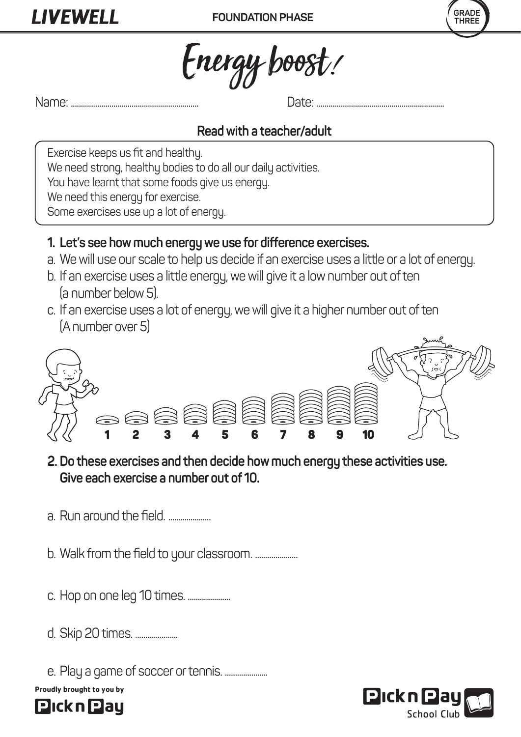# Energy boost!

Name: ............................................................ Date: ............................................................

**Read with a teacher/adult**

Exercise keeps us fit and healthy.
We need strong, healthy bodies to do all our daily activities.
You have learnt that some foods give us energy.
We need this energy for exercise.
Some exercises use up a lot of energy.

**1. Let's see how much energy we use for difference exercises.**

a. We will use our scale to help us decide if an exercise uses a little or a lot of energy.

b. If an exercise uses a little energy, we will give it a low number out of ten (a number below 5).

c. If an exercise uses a lot of energy, we will give it a higher number out of ten (A number over 5)

1 2 3 4 5 6 7 8 9 10

**2. Do these exercises and then decide how much energy these activities use. Give each exercise a number out of 10.**

a. Run around the field. ....................

b. Walk from the field to your classroom. ....................

c. Hop on one leg 10 times. ....................

d. Skip 20 times. ....................

e. Play a game of soccer or tennis. ....................

Proudly brought to you by Pick n Pay

Pick n Pay School Club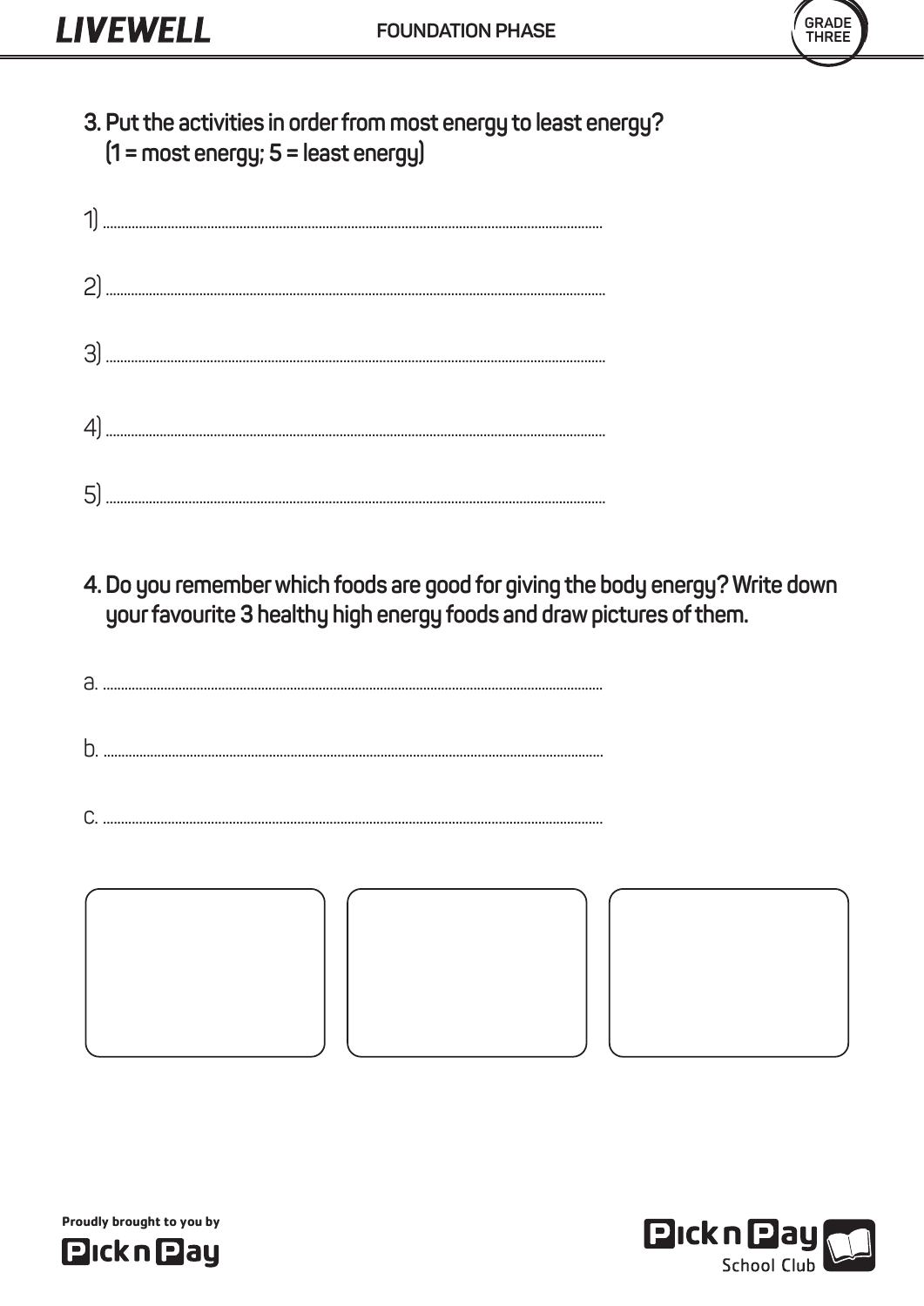**3. Put the activities in order from most energy to least energy?
(1 = most energy; 5 = least energy)**

1) ..........................................................................................................................................

2) ..........................................................................................................................................

3) ..........................................................................................................................................

4) ..........................................................................................................................................

5) ..........................................................................................................................................

**4. Do you remember which foods are good for giving the body energy? Write down your favourite 3 healthy high energy foods and draw pictures of them.**

a. ..........................................................................................................................................

b. ..........................................................................................................................................

c. ..........................................................................................................................................